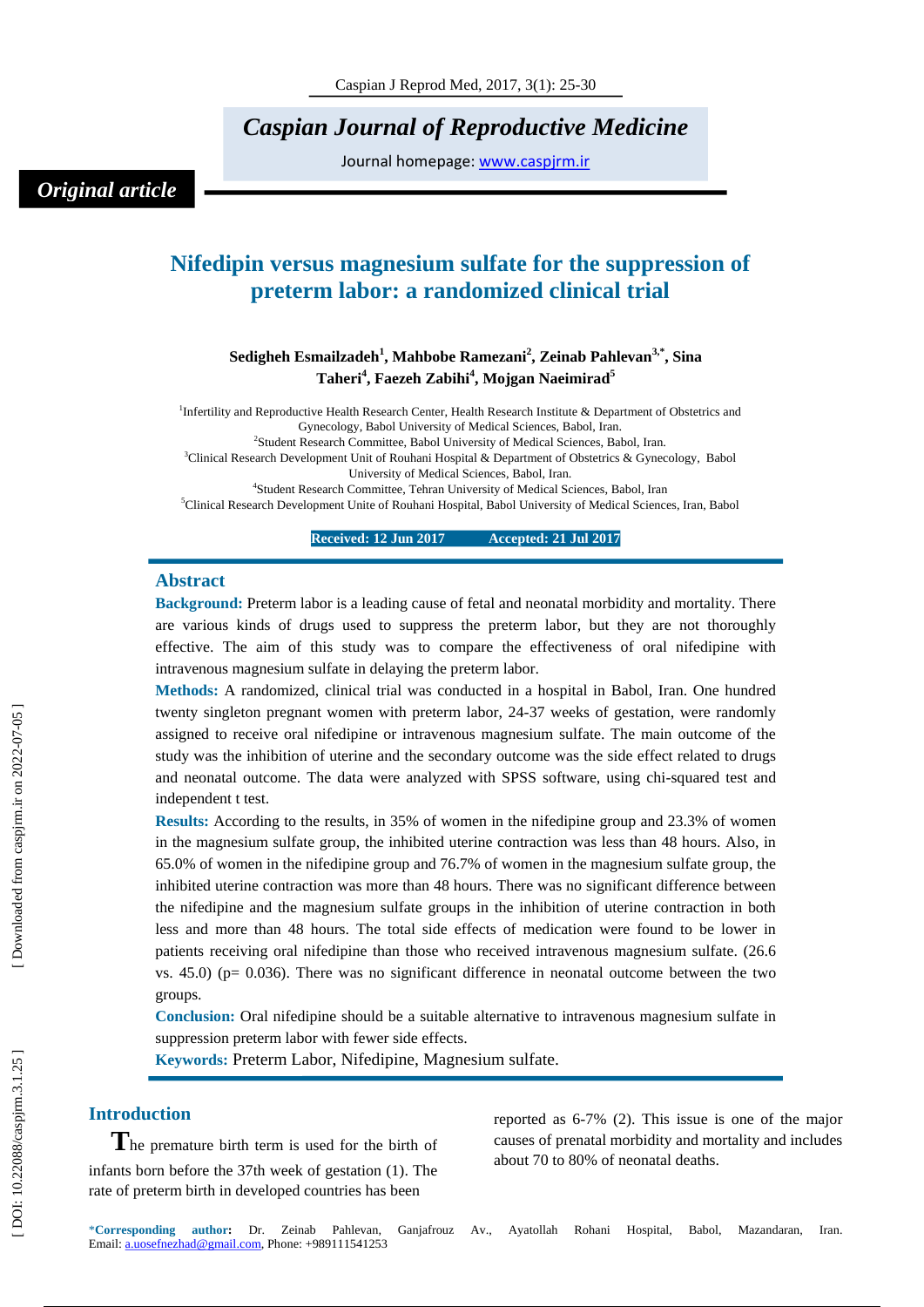# Nifedipin versus magnesium sulfate for the suppression of preterm labor: a randomized clinical trial

**Sedigheh Esmailzadeh[1], Mahbobe Ramezani[2], Zeinab Pahlevan[3,*], Sina Taheri[4], Faezeh Zabihi[4], Mojgan Naeimirad[5]**

[1]Infertility and Reproductive Health Research Center, Health Research Institute & Department of Obstetrics and Gynecology, Babol University of Medical Sciences, Babol, Iran.
[2]Student Research Committee, Babol University of Medical Sciences, Babol, Iran.
[3]Clinical Research Development Unit of Rouhani Hospital & Department of Obstetrics & Gynecology, Babol University of Medical Sciences, Babol, Iran.
[4]Student Research Committee, Tehran University of Medical Sciences, Babol, Iran
[5]Clinical Research Development Unite of Rouhani Hospital, Babol University of Medical Sciences, Iran, Babol

**Received: 12 Jun 2017 Accepted: 21 Jul 2017**

## Abstract

**Background:** Preterm labor is a leading cause of fetal and neonatal morbidity and mortality. There are various kinds of drugs used to suppress the preterm labor, but they are not thoroughly effective. The aim of this study was to compare the effectiveness of oral nifedipine with intravenous magnesium sulfate in delaying the preterm labor.

**Methods:** A randomized, clinical trial was conducted in a hospital in Babol, Iran. One hundred twenty singleton pregnant women with preterm labor, 24-37 weeks of gestation, were randomly assigned to receive oral nifedipine or intravenous magnesium sulfate. The main outcome of the study was the inhibition of uterine and the secondary outcome was the side effect related to drugs and neonatal outcome. The data were analyzed with SPSS software, using chi-squared test and independent t test.

**Results:** According to the results, in 35% of women in the nifedipine group and 23.3% of women in the magnesium sulfate group, the inhibited uterine contraction was less than 48 hours. Also, in 65.0% of women in the nifedipine group and 76.7% of women in the magnesium sulfate group, the inhibited uterine contraction was more than 48 hours. There was no significant difference between the nifedipine and the magnesium sulfate groups in the inhibition of uterine contraction in both less and more than 48 hours. The total side effects of medication were found to be lower in patients receiving oral nifedipine than those who received intravenous magnesium sulfate. (26.6 vs. 45.0) (p= 0.036). There was no significant difference in neonatal outcome between the two groups.

**Conclusion:** Oral nifedipine should be a suitable alternative to intravenous magnesium sulfate in suppression preterm labor with fewer side effects.

**Keywords:** Preterm Labor, Nifedipine, Magnesium sulfate.

## Introduction

The premature birth term is used for the birth of infants born before the 37th week of gestation (1). The rate of preterm birth in developed countries has been reported as 6-7% (2). This issue is one of the major causes of prenatal morbidity and mortality and includes about 70 to 80% of neonatal deaths.

*__Corresponding author:__ Dr. Zeinab Pahlevan, Ganjafrouz Av., Ayatollah Rohani Hospital, Babol, Mazandaran, Iran. Email: a.uosefnezhad@gmail.com, Phone: +989111541253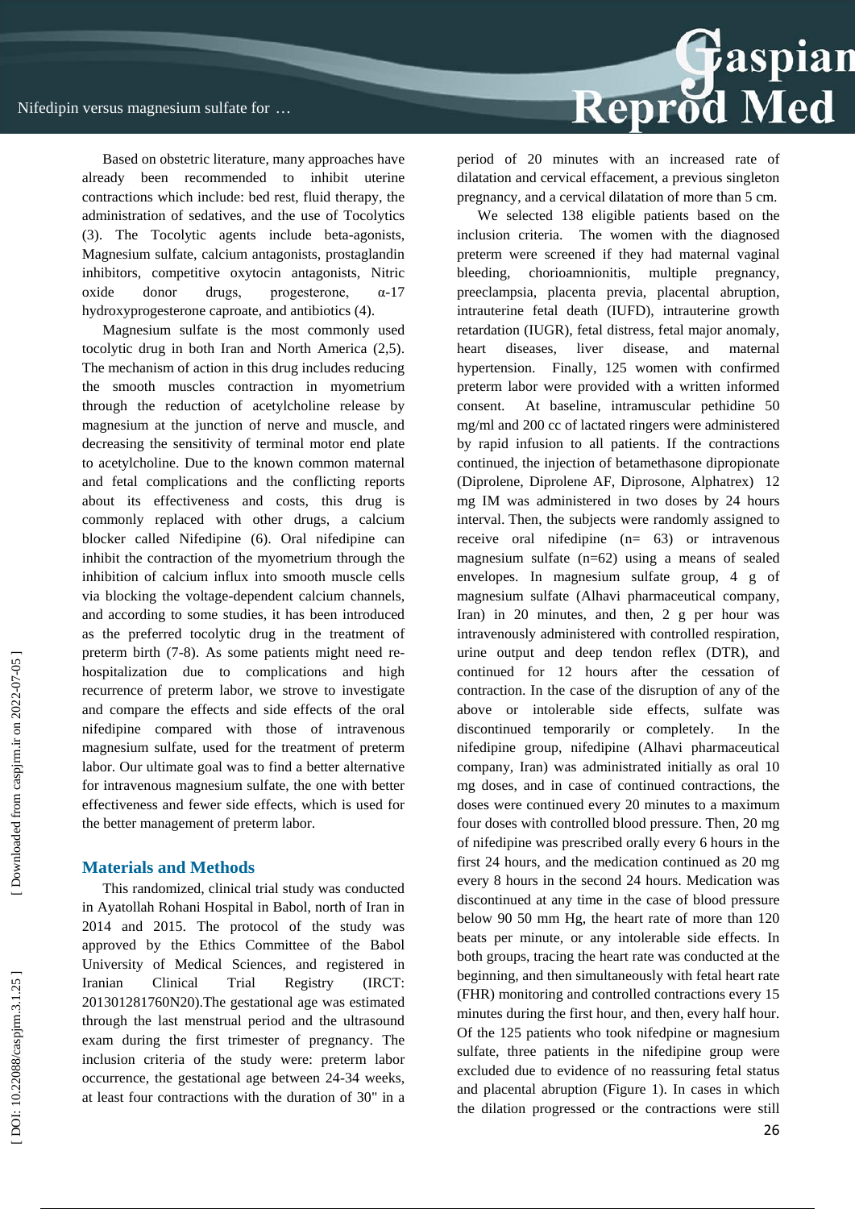Based on obstetric literature, many approaches have already been recommended to inhibit uterine contractions which include: bed rest, fluid therapy, the administration of sedatives, and the use of Tocolytics (3). The Tocolytic agents include beta-agonists, Magnesium sulfate, calcium antagonists, prostaglandin inhibitors, competitive oxytocin antagonists, Nitric oxide donor drugs, progesterone, α-17 hydroxyprogesterone caproate, and antibiotics (4).

Magnesium sulfate is the most commonly used tocolytic drug in both Iran and North America (2,5). The mechanism of action in this drug includes reducing the smooth muscles contraction in myometrium through the reduction of acetylcholine release by magnesium at the junction of nerve and muscle, and decreasing the sensitivity of terminal motor end plate to acetylcholine. Due to the known common maternal and fetal complications and the conflicting reports about its effectiveness and costs, this drug is commonly replaced with other drugs, a calcium blocker called Nifedipine (6). Oral nifedipine can inhibit the contraction of the myometrium through the inhibition of calcium influx into smooth muscle cells via blocking the voltage-dependent calcium channels, and according to some studies, it has been introduced as the preferred tocolytic drug in the treatment of preterm birth (7-8). As some patients might need re-hospitalization due to complications and high recurrence of preterm labor, we strove to investigate and compare the effects and side effects of the oral nifedipine compared with those of intravenous magnesium sulfate, used for the treatment of preterm labor. Our ultimate goal was to find a better alternative for intravenous magnesium sulfate, the one with better effectiveness and fewer side effects, which is used for the better management of preterm labor.

## Materials and Methods

This randomized, clinical trial study was conducted in Ayatollah Rohani Hospital in Babol, north of Iran in 2014 and 2015. The protocol of the study was approved by the Ethics Committee of the Babol University of Medical Sciences, and registered in Iranian Clinical Trial Registry (IRCT: 201301281760N20).The gestational age was estimated through the last menstrual period and the ultrasound exam during the first trimester of pregnancy. The inclusion criteria of the study were: preterm labor occurrence, the gestational age between 24-34 weeks, at least four contractions with the duration of 30" in a period of 20 minutes with an increased rate of dilatation and cervical effacement, a previous singleton pregnancy, and a cervical dilatation of more than 5 cm.

We selected 138 eligible patients based on the inclusion criteria. The women with the diagnosed preterm were screened if they had maternal vaginal bleeding, chorioamnionitis, multiple pregnancy, preeclampsia, placenta previa, placental abruption, intrauterine fetal death (IUFD), intrauterine growth retardation (IUGR), fetal distress, fetal major anomaly, heart diseases, liver disease, and maternal hypertension. Finally, 125 women with confirmed preterm labor were provided with a written informed consent. At baseline, intramuscular pethidine 50 mg/ml and 200 cc of lactated ringers were administered by rapid infusion to all patients. If the contractions continued, the injection of betamethasone dipropionate (Diprolene, Diprolene AF, Diprosone, Alphatrex) 12 mg IM was administered in two doses by 24 hours interval. Then, the subjects were randomly assigned to receive oral nifedipine (n= 63) or intravenous magnesium sulfate (n=62) using a means of sealed envelopes. In magnesium sulfate group, 4 g of magnesium sulfate (Alhavi pharmaceutical company, Iran) in 20 minutes, and then, 2 g per hour was intravenously administered with controlled respiration, urine output and deep tendon reflex (DTR), and continued for 12 hours after the cessation of contraction. In the case of the disruption of any of the above or intolerable side effects, sulfate was discontinued temporarily or completely. In the nifedipine group, nifedipine (Alhavi pharmaceutical company, Iran) was administrated initially as oral 10 mg doses, and in case of continued contractions, the doses were continued every 20 minutes to a maximum four doses with controlled blood pressure. Then, 20 mg of nifedipine was prescribed orally every 6 hours in the first 24 hours, and the medication continued as 20 mg every 8 hours in the second 24 hours. Medication was discontinued at any time in the case of blood pressure below 90 50 mm Hg, the heart rate of more than 120 beats per minute, or any intolerable side effects. In both groups, tracing the heart rate was conducted at the beginning, and then simultaneously with fetal heart rate (FHR) monitoring and controlled contractions every 15 minutes during the first hour, and then, every half hour. Of the 125 patients who took nifedpine or magnesium sulfate, three patients in the nifedipine group were excluded due to evidence of no reassuring fetal status and placental abruption (Figure 1). In cases in which the dilation progressed or the contractions were still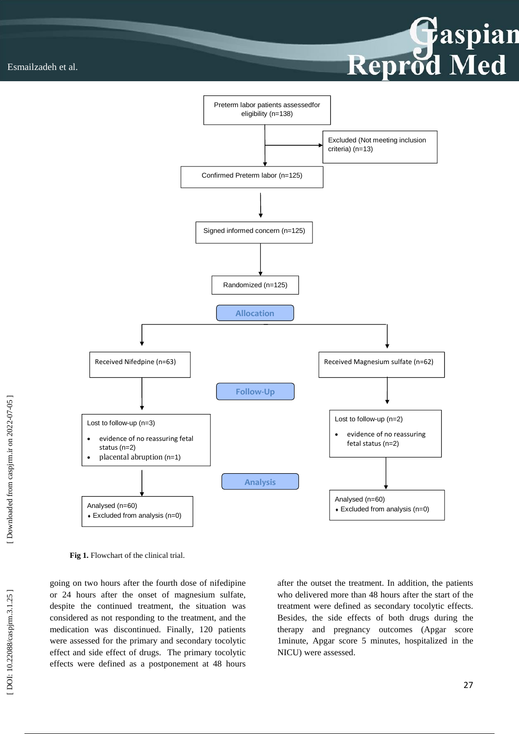Preterm labor patients assessedfor eligibility (n=138)

Excluded (Not meeting inclusion criteria) (n=13)

Confirmed Preterm labor (n=125)

Signed informed concern (n=125)

Randomized (n=125)

**Allocation**

Received Nifedpine (n=63)

Received Magnesium sulfate (n=62)

**Follow-Up**

Lost to follow-up (n=3)

- evidence of no reassuring fetal status (n=2)
- placental abruption (n=1)

Lost to follow-up (n=2)

- evidence of no reassuring fetal status (n=2)

**Analysis**

Analysed (n=60)
- Excluded from analysis (n=0)

Analysed (n=60)
- Excluded from analysis (n=0)

**Fig 1.** Flowchart of the clinical trial.

going on two hours after the fourth dose of nifedipine or 24 hours after the onset of magnesium sulfate, despite the continued treatment, the situation was considered as not responding to the treatment, and the medication was discontinued. Finally, 120 patients were assessed for the primary and secondary tocolytic effect and side effect of drugs. The primary tocolytic effects were defined as a postponement at 48 hours after the outset the treatment. In addition, the patients who delivered more than 48 hours after the start of the treatment were defined as secondary tocolytic effects. Besides, the side effects of both drugs during the therapy and pregnancy outcomes (Apgar score 1minute, Apgar score 5 minutes, hospitalized in the NICU) were assessed.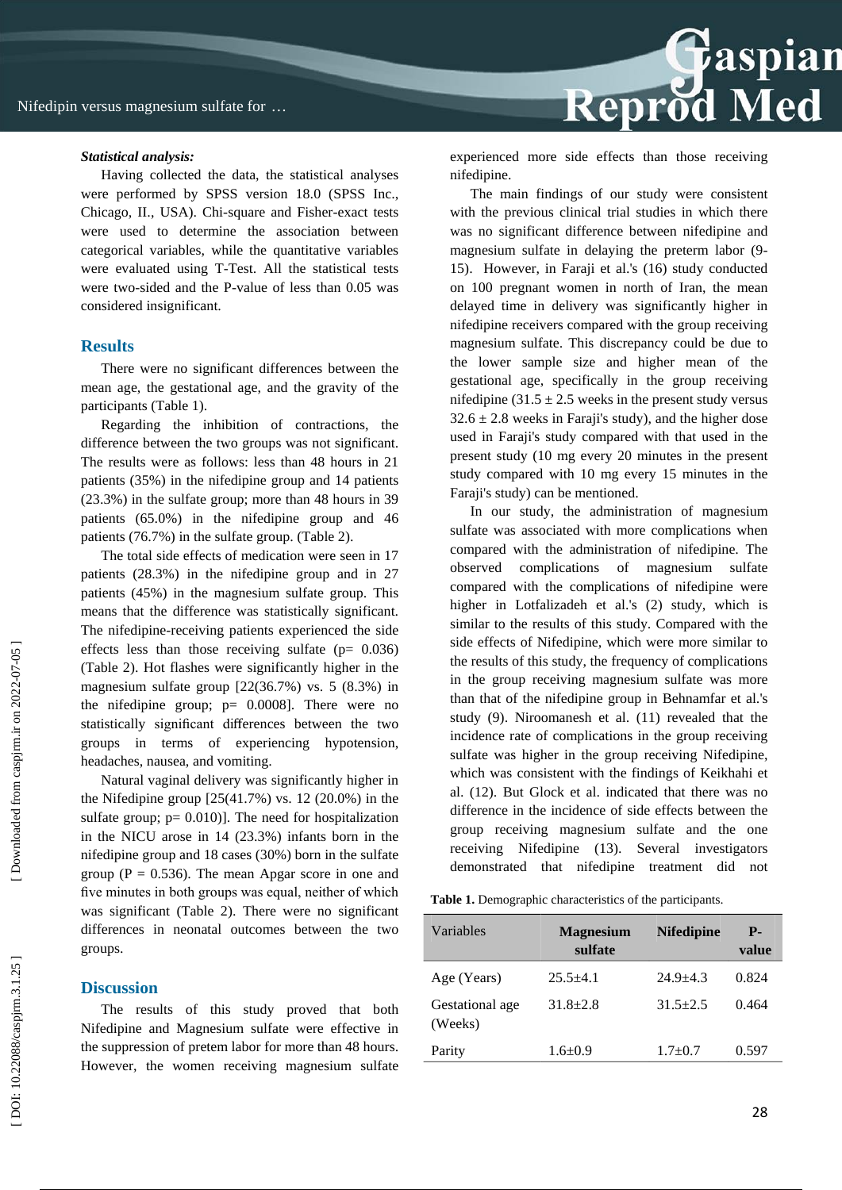***Statistical analysis:***

Having collected the data, the statistical analyses were performed by SPSS version 18.0 (SPSS Inc., Chicago, II., USA). Chi-square and Fisher-exact tests were used to determine the association between categorical variables, while the quantitative variables were evaluated using T-Test. All the statistical tests were two-sided and the P-value of less than 0.05 was considered insignificant.

## Results

There were no significant differences between the mean age, the gestational age, and the gravity of the participants (Table 1).

Regarding the inhibition of contractions, the difference between the two groups was not significant. The results were as follows: less than 48 hours in 21 patients (35%) in the nifedipine group and 14 patients (23.3%) in the sulfate group; more than 48 hours in 39 patients (65.0%) in the nifedipine group and 46 patients (76.7%) in the sulfate group (Table 2).

The total side effects of medication were seen in 17 patients (28.3%) in the nifedipine group and in 27 patients (45%) in the magnesium sulfate group. This means that the difference was statistically significant. The nifedipine-receiving patients experienced the side effects less than those receiving sulfate ($p= 0.036$) (Table 2). Hot flashes were significantly higher in the magnesium sulfate group [22(36.7%) vs. 5 (8.3%) in the nifedipine group; $p= 0.0008$]. There were no statistically significant differences between the two groups in terms of experiencing hypotension, headaches, nausea, and vomiting.

Natural vaginal delivery was significantly higher in the Nifedipine group [25(41.7%) vs. 12 (20.0%) in the sulfate group; $p= 0.010$)]. The need for hospitalization in the NICU arose in 14 (23.3%) infants born in the nifedipine group and 18 cases (30%) born in the sulfate group ($P = 0.536$). The mean Apgar score in one and five minutes in both groups was equal, neither of which was significant (Table 2). There were no significant differences in neonatal outcomes between the two groups.

## Discussion

The results of this study proved that both Nifedipine and Magnesium sulfate were effective in the suppression of pretem labor for more than 48 hours. However, the women receiving magnesium sulfate experienced more side effects than those receiving nifedipine.

The main findings of our study were consistent with the previous clinical trial studies in which there was no significant difference between nifedipine and magnesium sulfate in delaying the preterm labor (9-15). However, in Faraji et al.'s (16) study conducted on 100 pregnant women in north of Iran, the mean delayed time in delivery was significantly higher in nifedipine receivers compared with the group receiving magnesium sulfate. This discrepancy could be due to the lower sample size and higher mean of the gestational age, specifically in the group receiving nifedipine (31.5 ± 2.5 weeks in the present study versus 32.6 ± 2.8 weeks in Faraji's study), and the higher dose used in Faraji's study compared with that used in the present study (10 mg every 20 minutes in the present study compared with 10 mg every 15 minutes in the Faraji's study) can be mentioned.

In our study, the administration of magnesium sulfate was associated with more complications when compared with the administration of nifedipine. The observed complications of magnesium sulfate compared with the complications of nifedipine were higher in Lotfalizadeh et al.'s (2) study, which is similar to the results of this study. Compared with the side effects of Nifedipine, which were more similar to the results of this study, the frequency of complications in the group receiving magnesium sulfate was more than that of the nifedipine group in Behnamfar et al.'s study (9). Niroomanesh et al. (11) revealed that the incidence rate of complications in the group receiving sulfate was higher in the group receiving Nifedipine, which was consistent with the findings of Keikhahi et al. (12). But Glock et al. indicated that there was no difference in the incidence of side effects between the group receiving magnesium sulfate and the one receiving Nifedipine (13). Several investigators demonstrated that nifedipine treatment did not

**Table 1.** Demographic characteristics of the participants.

| Variables | Magnesium sulfate | Nifedipine | P-value |
|---|---|---|---|
| Age (Years) | 25.5±4.1 | 24.9±4.3 | 0.824 |
| Gestational age (Weeks) | 31.8±2.8 | 31.5±2.5 | 0.464 |
| Parity | 1.6±0.9 | 1.7±0.7 | 0.597 |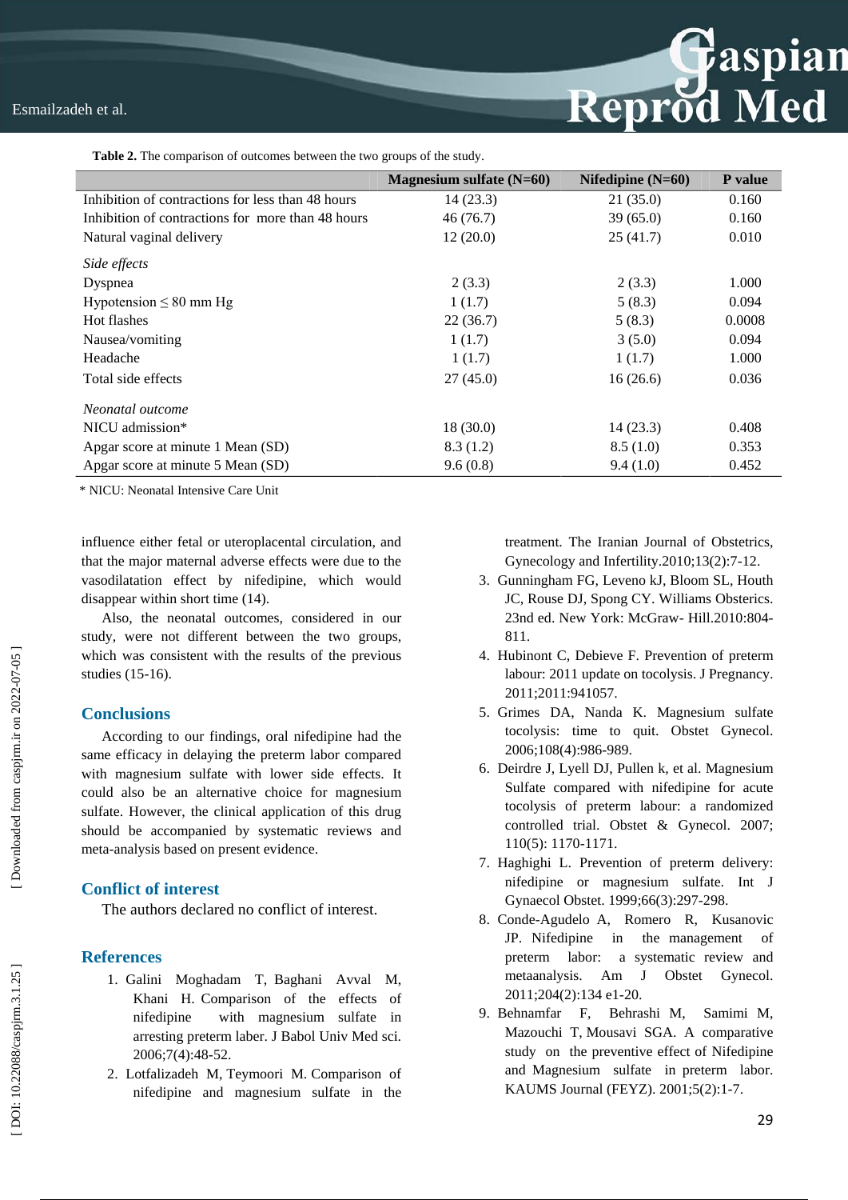**Table 2.** The comparison of outcomes between the two groups of the study.

| | Magnesium sulfate (N=60) | Nifedipine (N=60) | P value |
|---|---|---|---|
| Inhibition of contractions for less than 48 hours | 14 (23.3) | 21 (35.0) | 0.160 |
| Inhibition of contractions for more than 48 hours | 46 (76.7) | 39 (65.0) | 0.160 |
| Natural vaginal delivery | 12 (20.0) | 25 (41.7) | 0.010 |
| *Side effects* | | | |
| Dyspnea | 2 (3.3) | 2 (3.3) | 1.000 |
| Hypotension ≤ 80 mm Hg | 1 (1.7) | 5 (8.3) | 0.094 |
| Hot flashes | 22 (36.7) | 5 (8.3) | 0.0008 |
| Nausea/vomiting | 1 (1.7) | 3 (5.0) | 0.094 |
| Headache | 1 (1.7) | 1 (1.7) | 1.000 |
| Total side effects | 27 (45.0) | 16 (26.6) | 0.036 |
| *Neonatal outcome* | | | |
| NICU admission* | 18 (30.0) | 14 (23.3) | 0.408 |
| Apgar score at minute 1 Mean (SD) | 8.3 (1.2) | 8.5 (1.0) | 0.353 |
| Apgar score at minute 5 Mean (SD) | 9.6 (0.8) | 9.4 (1.0) | 0.452 |

\* NICU: Neonatal Intensive Care Unit

influence either fetal or uteroplacental circulation, and that the major maternal adverse effects were due to the vasodilatation effect by nifedipine, which would disappear within short time (14).

Also, the neonatal outcomes, considered in our study, were not different between the two groups, which was consistent with the results of the previous studies (15-16).

## Conclusions

According to our findings, oral nifedipine had the same efficacy in delaying the preterm labor compared with magnesium sulfate with lower side effects. It could also be an alternative choice for magnesium sulfate. However, the clinical application of this drug should be accompanied by systematic reviews and meta-analysis based on present evidence.

## Conflict of interest

The authors declared no conflict of interest.

## References

1. Galini Moghadam T, Baghani Avval M, Khani H. Comparison of the effects of nifedipine with magnesium sulfate in arresting preterm laber. J Babol Univ Med sci. 2006;7(4):48-52.
2. Lotfalizadeh M, Teymoori M. Comparison of nifedipine and magnesium sulfate in the treatment. The Iranian Journal of Obstetrics, Gynecology and Infertility.2010;13(2):7-12.
3. Gunningham FG, Leveno kJ, Bloom SL, Houth JC, Rouse DJ, Spong CY. Williams Obsterics. 23nd ed. New York: McGraw- Hill.2010:804-811.
4. Hubinont C, Debieve F. Prevention of preterm labour: 2011 update on tocolysis. J Pregnancy. 2011;2011:941057.
5. Grimes DA, Nanda K. Magnesium sulfate tocolysis: time to quit. Obstet Gynecol. 2006;108(4):986-989.
6. Deirdre J, Lyell DJ, Pullen k, et al. Magnesium Sulfate compared with nifedipine for acute tocolysis of preterm labour: a randomized controlled trial. Obstet & Gynecol. 2007; 110(5): 1170-1171.
7. Haghighi L. Prevention of preterm delivery: nifedipine or magnesium sulfate. Int J Gynaecol Obstet. 1999;66(3):297-298.
8. Conde-Agudelo A, Romero R, Kusanovic JP. Nifedipine in the management of preterm labor: a systematic review and metaanalysis. Am J Obstet Gynecol. 2011;204(2):134 e1-20.
9. Behnamfar F, Behrashi M, Samimi M, Mazouchi T, Mousavi SGA. A comparative study on the preventive effect of Nifedipine and Magnesium sulfate in preterm labor. KAUMS Journal (FEYZ). 2001;5(2):1-7.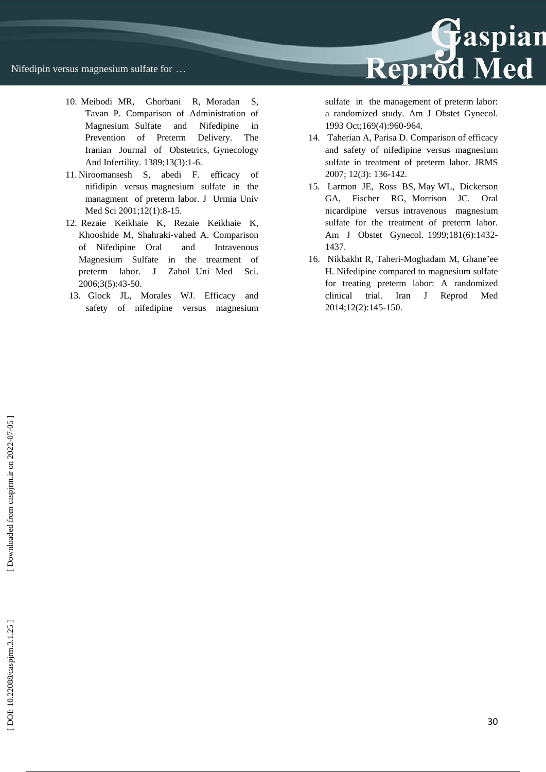10. Meibodi MR, Ghorbani R, Moradan S, Tavan P. Comparison of Administration of Magnesium Sulfate and Nifedipine in Prevention of Preterm Delivery. The Iranian Journal of Obstetrics, Gynecology And Infertility. 1389;13(3):1-6.
11. Niroomansesh S, abedi F. efficacy of nifidipin versus magnesium sulfate in the managment of preterm labor. J Urmia Univ Med Sci 2001;12(1):8-15.
12. Rezaie Keikhaie K, Rezaie Keikhaie K, Khooshide M, Shahraki-vahed A. Comparison of Nifedipine Oral and Intravenous Magnesium Sulfate in the treatment of preterm labor. J Zabol Uni Med Sci. 2006;3(5):43-50.
13. Glock JL, Morales WJ. Efficacy and safety of nifedipine versus magnesium sulfate in the management of preterm labor: a randomized study. Am J Obstet Gynecol. 1993 Oct;169(4):960-964.
14. Taherian A, Parisa D. Comparison of efficacy and safety of nifedipine versus magnesium sulfate in treatment of preterm labor. JRMS 2007; 12(3): 136-142.
15. Larmon JE, Ross BS, May WL, Dickerson GA, Fischer RG, Morrison JC. Oral nicardipine versus intravenous magnesium sulfate for the treatment of preterm labor. Am J Obstet Gynecol. 1999;181(6):1432-1437.
16. Nikbakht R, Taheri-Moghadam M, Ghane'ee H. Nifedipine compared to magnesium sulfate for treating preterm labor: A randomized clinical trial. Iran J Reprod Med 2014;12(2):145-150.